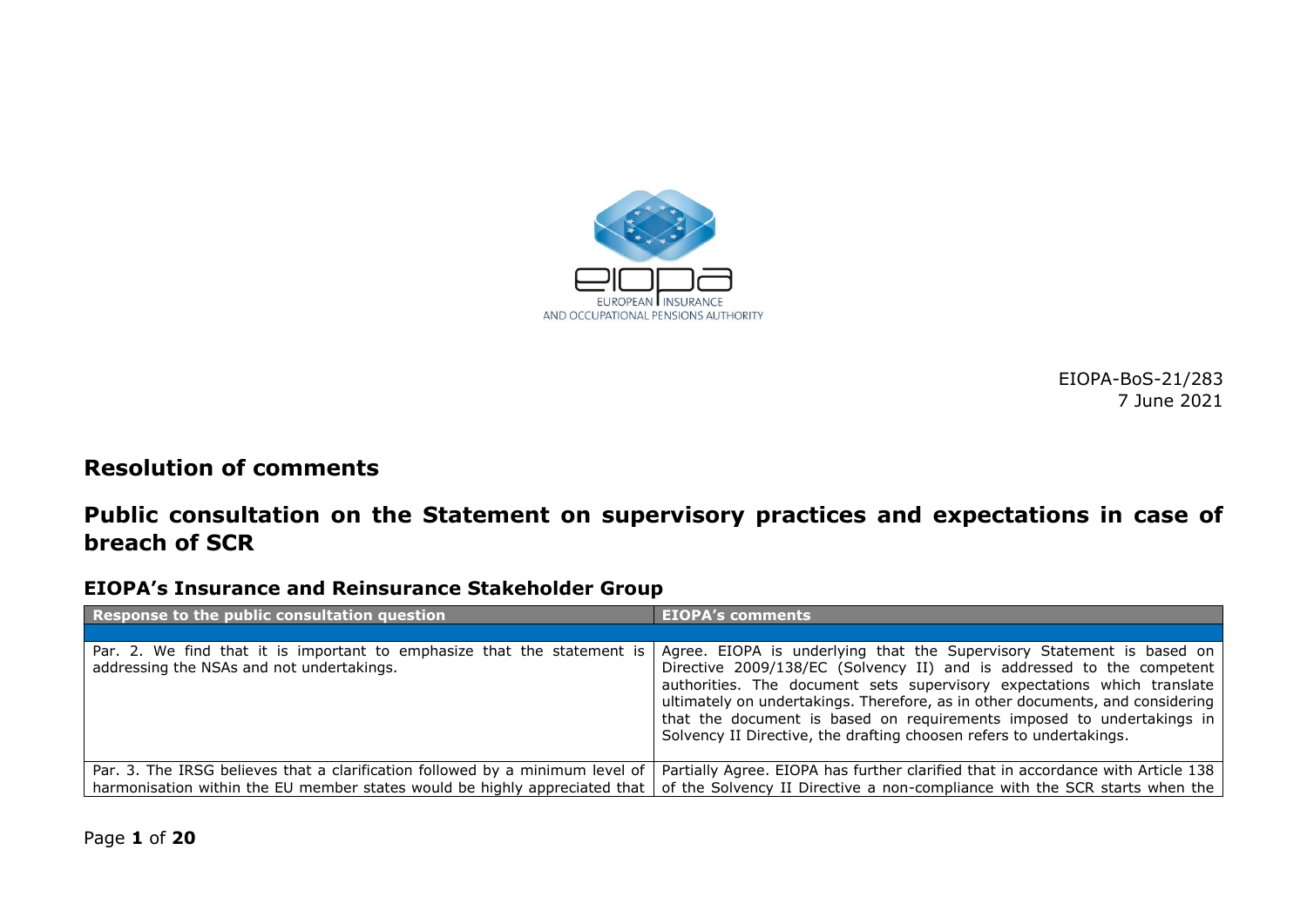EIOPA-BoS-21/283
7 June 2021

# Resolution of comments

# Public consultation on the Statement on supervisory practices and expectations in case of breach of SCR

## EIOPA's Insurance and Reinsurance Stakeholder Group

| Response to the public consultation question | EIOPA's comments |
| --- | --- |
| | |
| Par. 2. We find that it is important to emphasize that the statement is addressing the NSAs and not undertakings. | Agree. EIOPA is underlying that the Supervisory Statement is based on Directive 2009/138/EC (Solvency II) and is addressed to the competent authorities. The document sets supervisory expectations which translate ultimately on undertakings. Therefore, as in other documents, and considering that the document is based on requirements imposed to undertakings in Solvency II Directive, the drafting choosen refers to undertakings. |
| Par. 3. The IRSG believes that a clarification followed by a minimum level of harmonisation within the EU member states would be highly appreciated that | Partially Agree. EIOPA has further clarified that in accordance with Article 138 of the Solvency II Directive a non-compliance with the SCR starts when the |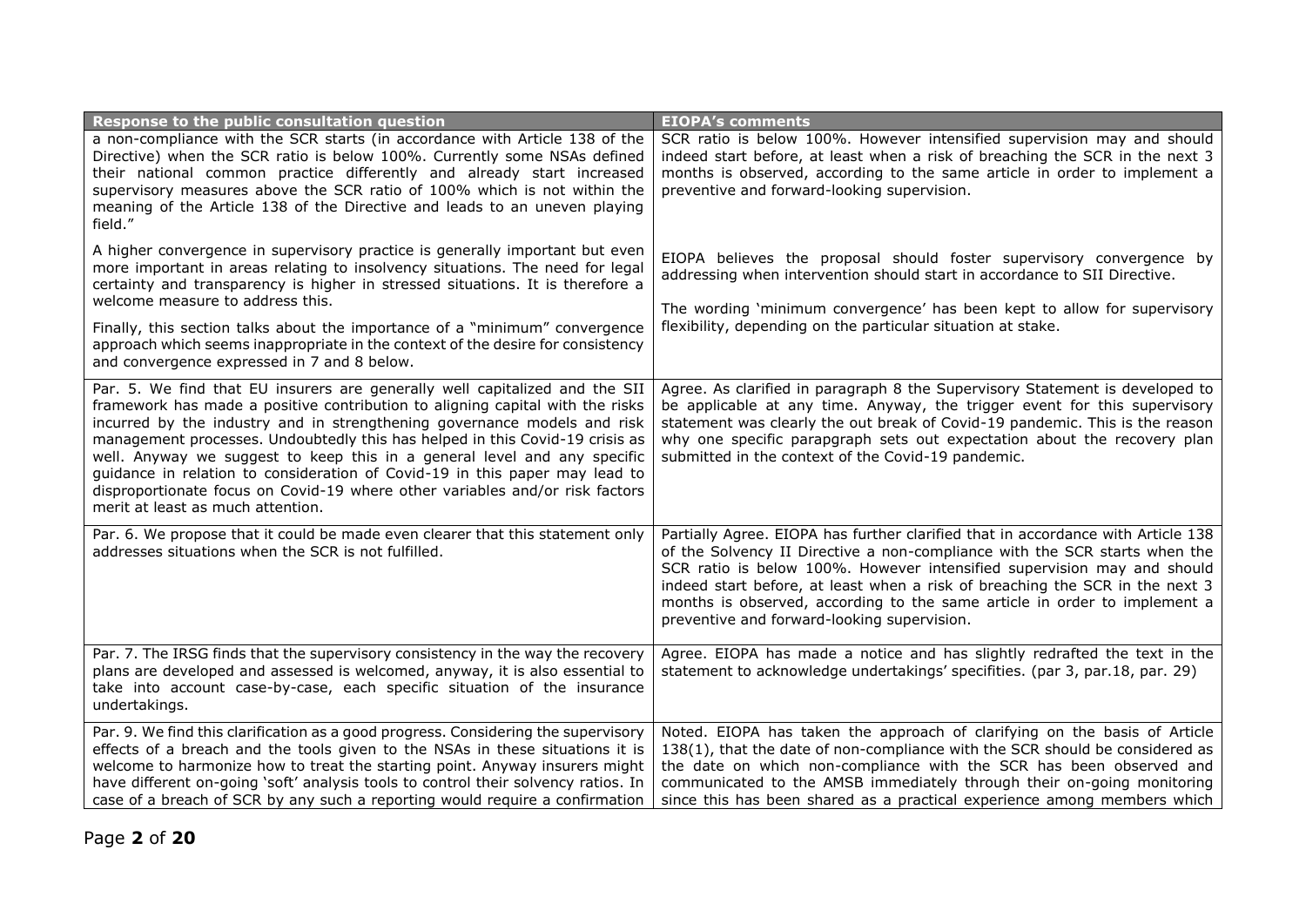| Response to the public consultation question | EIOPA's comments |
|---|---|
| a non-compliance with the SCR starts (in accordance with Article 138 of the Directive) when the SCR ratio is below 100%. Currently some NSAs defined their national common practice differently and already start increased supervisory measures above the SCR ratio of 100% which is not within the meaning of the Article 138 of the Directive and leads to an uneven playing field."<br><br>A higher convergence in supervisory practice is generally important but even more important in areas relating to insolvency situations. The need for legal certainty and transparency is higher in stressed situations. It is therefore a welcome measure to address this.<br><br>Finally, this section talks about the importance of a "minimum" convergence approach which seems inappropriate in the context of the desire for consistency and convergence expressed in 7 and 8 below. | SCR ratio is below 100%. However intensified supervision may and should indeed start before, at least when a risk of breaching the SCR in the next 3 months is observed, according to the same article in order to implement a preventive and forward-looking supervision.<br><br>EIOPA believes the proposal should foster supervisory convergence by addressing when intervention should start in accordance to SII Directive.<br><br>The wording 'minimum convergence' has been kept to allow for supervisory flexibility, depending on the particular situation at stake. |
| Par. 5. We find that EU insurers are generally well capitalized and the SII framework has made a positive contribution to aligning capital with the risks incurred by the industry and in strengthening governance models and risk management processes. Undoubtedly this has helped in this Covid-19 crisis as well. Anyway we suggest to keep this in a general level and any specific guidance in relation to consideration of Covid-19 in this paper may lead to disproportionate focus on Covid-19 where other variables and/or risk factors merit at least as much attention. | Agree. As clarified in paragraph 8 the Supervisory Statement is developed to be applicable at any time. Anyway, the trigger event for this supervisory statement was clearly the out break of Covid-19 pandemic. This is the reason why one specific parapgraph sets out expectation about the recovery plan submitted in the context of the Covid-19 pandemic. |
| Par. 6. We propose that it could be made even clearer that this statement only addresses situations when the SCR is not fulfilled. | Partially Agree. EIOPA has further clarified that in accordance with Article 138 of the Solvency II Directive a non-compliance with the SCR starts when the SCR ratio is below 100%. However intensified supervision may and should indeed start before, at least when a risk of breaching the SCR in the next 3 months is observed, according to the same article in order to implement a preventive and forward-looking supervision. |
| Par. 7. The IRSG finds that the supervisory consistency in the way the recovery plans are developed and assessed is welcomed, anyway, it is also essential to take into account case-by-case, each specific situation of the insurance undertakings. | Agree. EIOPA has made a notice and has slightly redrafted the text in the statement to acknowledge undertakings' specifities. (par 3, par.18, par. 29) |
| Par. 9. We find this clarification as a good progress. Considering the supervisory effects of a breach and the tools given to the NSAs in these situations it is welcome to harmonize how to treat the starting point. Anyway insurers might have different on-going 'soft' analysis tools to control their solvency ratios. In case of a breach of SCR by any such a reporting would require a confirmation | Noted. EIOPA has taken the approach of clarifying on the basis of Article 138(1), that the date of non-compliance with the SCR should be considered as the date on which non-compliance with the SCR has been observed and communicated to the AMSB immediately through their on-going monitoring since this has been shared as a practical experience among members which |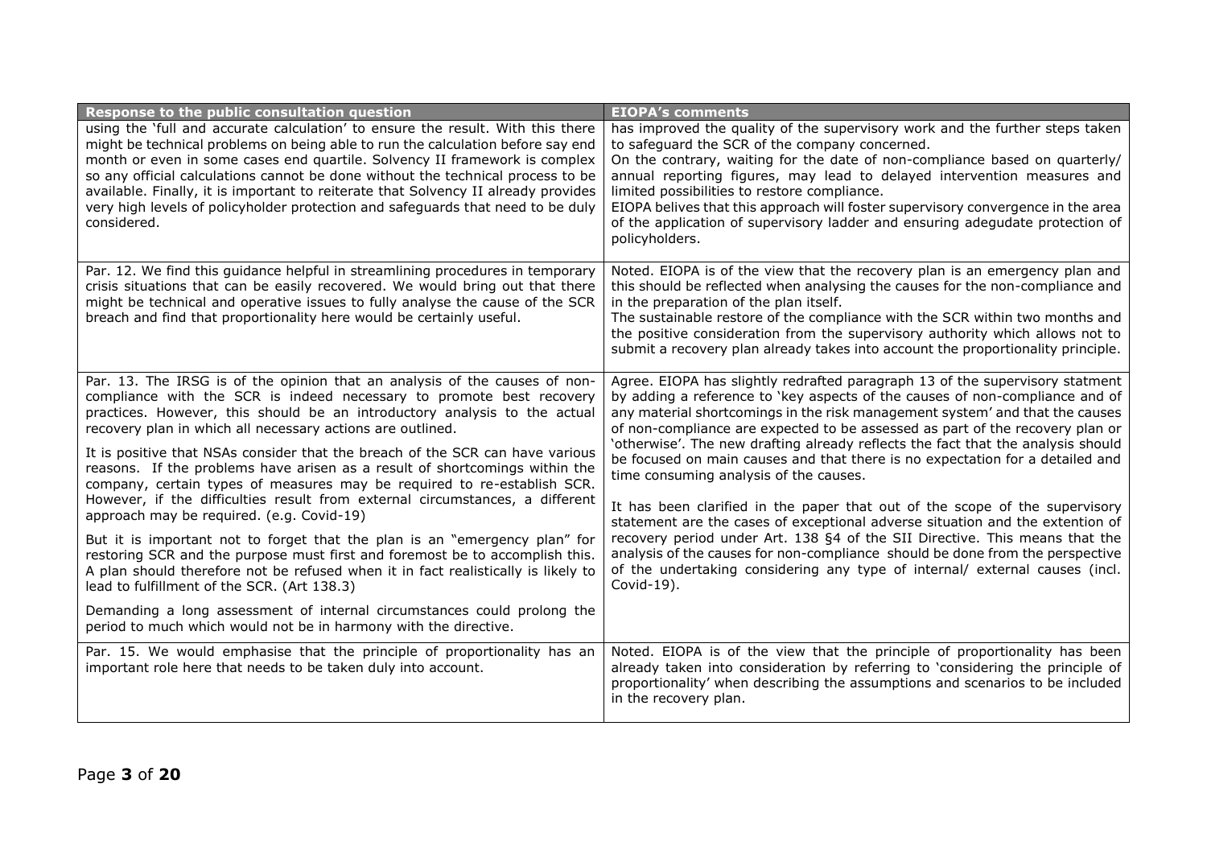| Response to the public consultation question | EIOPA's comments |
| --- | --- |
| using the 'full and accurate calculation' to ensure the result. With this there might be technical problems on being able to run the calculation before say end month or even in some cases end quartile. Solvency II framework is complex so any official calculations cannot be done without the technical process to be available. Finally, it is important to reiterate that Solvency II already provides very high levels of policyholder protection and safeguards that need to be duly considered. | has improved the quality of the supervisory work and the further steps taken to safeguard the SCR of the company concerned.<br>On the contrary, waiting for the date of non-compliance based on quarterly/ annual reporting figures, may lead to delayed intervention measures and limited possibilities to restore compliance.<br>EIOPA belives that this approach will foster supervisory convergence in the area of the application of supervisory ladder and ensuring adegudate protection of policyholders. |
| Par. 12. We find this guidance helpful in streamlining procedures in temporary crisis situations that can be easily recovered. We would bring out that there might be technical and operative issues to fully analyse the cause of the SCR breach and find that proportionality here would be certainly useful. | Noted. EIOPA is of the view that the recovery plan is an emergency plan and this should be reflected when analysing the causes for the non-compliance and in the preparation of the plan itself.<br>The sustainable restore of the compliance with the SCR within two months and the positive consideration from the supervisory authority which allows not to submit a recovery plan already takes into account the proportionality principle. |
| Par. 13. The IRSG is of the opinion that an analysis of the causes of non-compliance with the SCR is indeed necessary to promote best recovery practices. However, this should be an introductory analysis to the actual recovery plan in which all necessary actions are outlined.<br><br>It is positive that NSAs consider that the breach of the SCR can have various reasons. If the problems have arisen as a result of shortcomings within the company, certain types of measures may be required to re-establish SCR. However, if the difficulties result from external circumstances, a different approach may be required. (e.g. Covid-19)<br><br>But it is important not to forget that the plan is an "emergency plan" for restoring SCR and the purpose must first and foremost be to accomplish this. A plan should therefore not be refused when it in fact realistically is likely to lead to fulfillment of the SCR. (Art 138.3)<br><br>Demanding a long assessment of internal circumstances could prolong the period to much which would not be in harmony with the directive. | Agree. EIOPA has slightly redrafted paragraph 13 of the supervisory statment by adding a reference to 'key aspects of the causes of non-compliance and of any material shortcomings in the risk management system' and that the causes of non-compliance are expected to be assessed as part of the recovery plan or 'otherwise'. The new drafting already reflects the fact that the analysis should be focused on main causes and that there is no expectation for a detailed and time consuming analysis of the causes.<br><br>It has been clarified in the paper that out of the scope of the supervisory statement are the cases of exceptional adverse situation and the extention of recovery period under Art. 138 §4 of the SII Directive. This means that the analysis of the causes for non-compliance should be done from the perspective of the undertaking considering any type of internal/ external causes (incl. Covid-19). |
| Par. 15. We would emphasise that the principle of proportionality has an important role here that needs to be taken duly into account. | Noted. EIOPA is of the view that the principle of proportionality has been already taken into consideration by referring to 'considering the principle of proportionality' when describing the assumptions and scenarios to be included in the recovery plan. |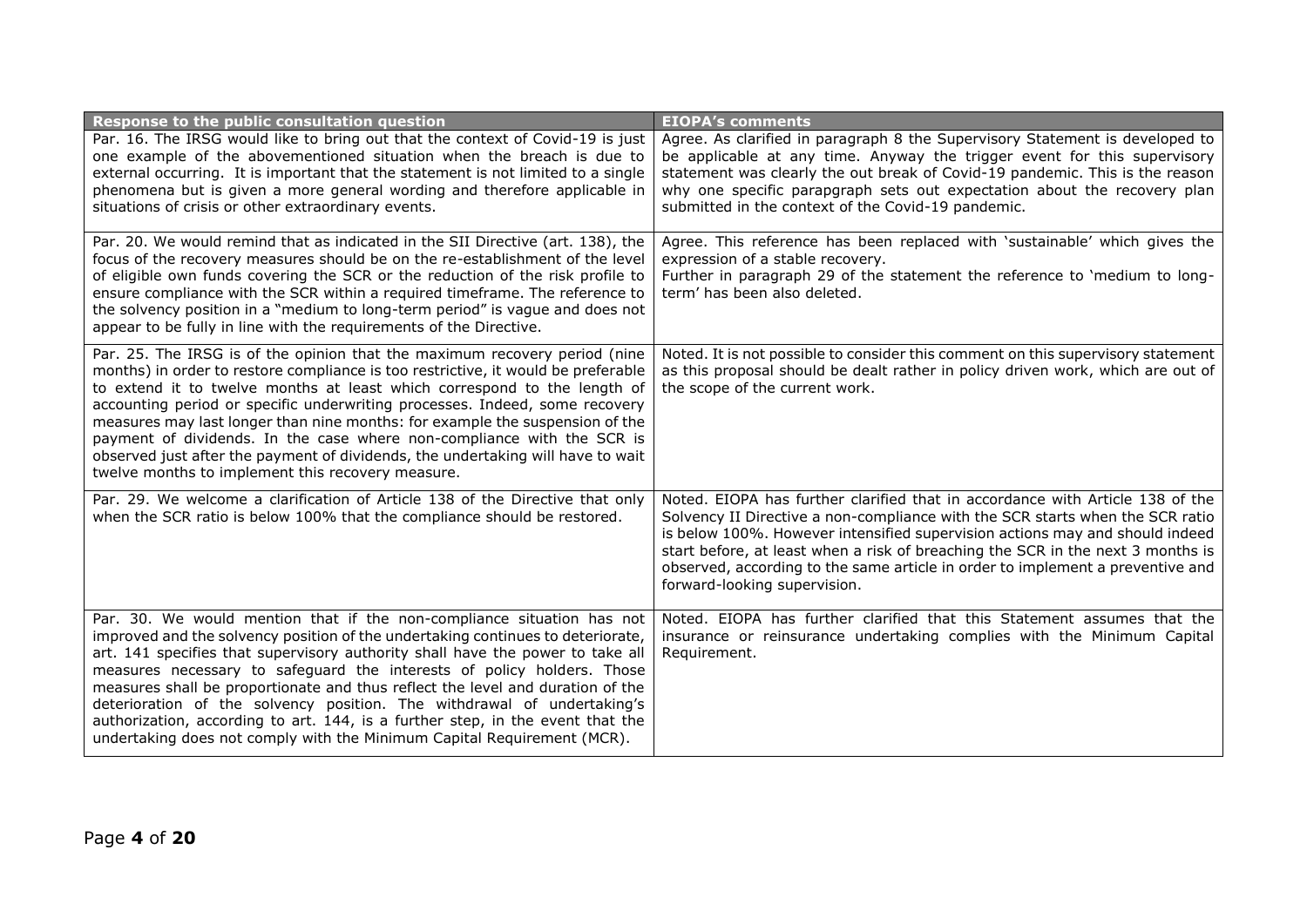| Response to the public consultation question | EIOPA's comments |
| --- | --- |
| Par. 16. The IRSG would like to bring out that the context of Covid-19 is just one example of the abovementioned situation when the breach is due to external occurring. It is important that the statement is not limited to a single phenomena but is given a more general wording and therefore applicable in situations of crisis or other extraordinary events. | Agree. As clarified in paragraph 8 the Supervisory Statement is developed to be applicable at any time. Anyway the trigger event for this supervisory statement was clearly the out break of Covid-19 pandemic. This is the reason why one specific parapgraph sets out expectation about the recovery plan submitted in the context of the Covid-19 pandemic. |
| Par. 20. We would remind that as indicated in the SII Directive (art. 138), the focus of the recovery measures should be on the re-establishment of the level of eligible own funds covering the SCR or the reduction of the risk profile to ensure compliance with the SCR within a required timeframe. The reference to the solvency position in a "medium to long-term period" is vague and does not appear to be fully in line with the requirements of the Directive. | Agree. This reference has been replaced with 'sustainable' which gives the expression of a stable recovery.<br>Further in paragraph 29 of the statement the reference to 'medium to long-term' has been also deleted. |
| Par. 25. The IRSG is of the opinion that the maximum recovery period (nine months) in order to restore compliance is too restrictive, it would be preferable to extend it to twelve months at least which correspond to the length of accounting period or specific underwriting processes. Indeed, some recovery measures may last longer than nine months: for example the suspension of the payment of dividends. In the case where non-compliance with the SCR is observed just after the payment of dividends, the undertaking will have to wait twelve months to implement this recovery measure. | Noted. It is not possible to consider this comment on this supervisory statement as this proposal should be dealt rather in policy driven work, which are out of the scope of the current work. |
| Par. 29. We welcome a clarification of Article 138 of the Directive that only when the SCR ratio is below 100% that the compliance should be restored. | Noted. EIOPA has further clarified that in accordance with Article 138 of the Solvency II Directive a non-compliance with the SCR starts when the SCR ratio is below 100%. However intensified supervision actions may and should indeed start before, at least when a risk of breaching the SCR in the next 3 months is observed, according to the same article in order to implement a preventive and forward-looking supervision. |
| Par. 30. We would mention that if the non-compliance situation has not improved and the solvency position of the undertaking continues to deteriorate, art. 141 specifies that supervisory authority shall have the power to take all measures necessary to safeguard the interests of policy holders. Those measures shall be proportionate and thus reflect the level and duration of the deterioration of the solvency position. The withdrawal of undertaking's authorization, according to art. 144, is a further step, in the event that the undertaking does not comply with the Minimum Capital Requirement (MCR). | Noted. EIOPA has further clarified that this Statement assumes that the insurance or reinsurance undertaking complies with the Minimum Capital Requirement. |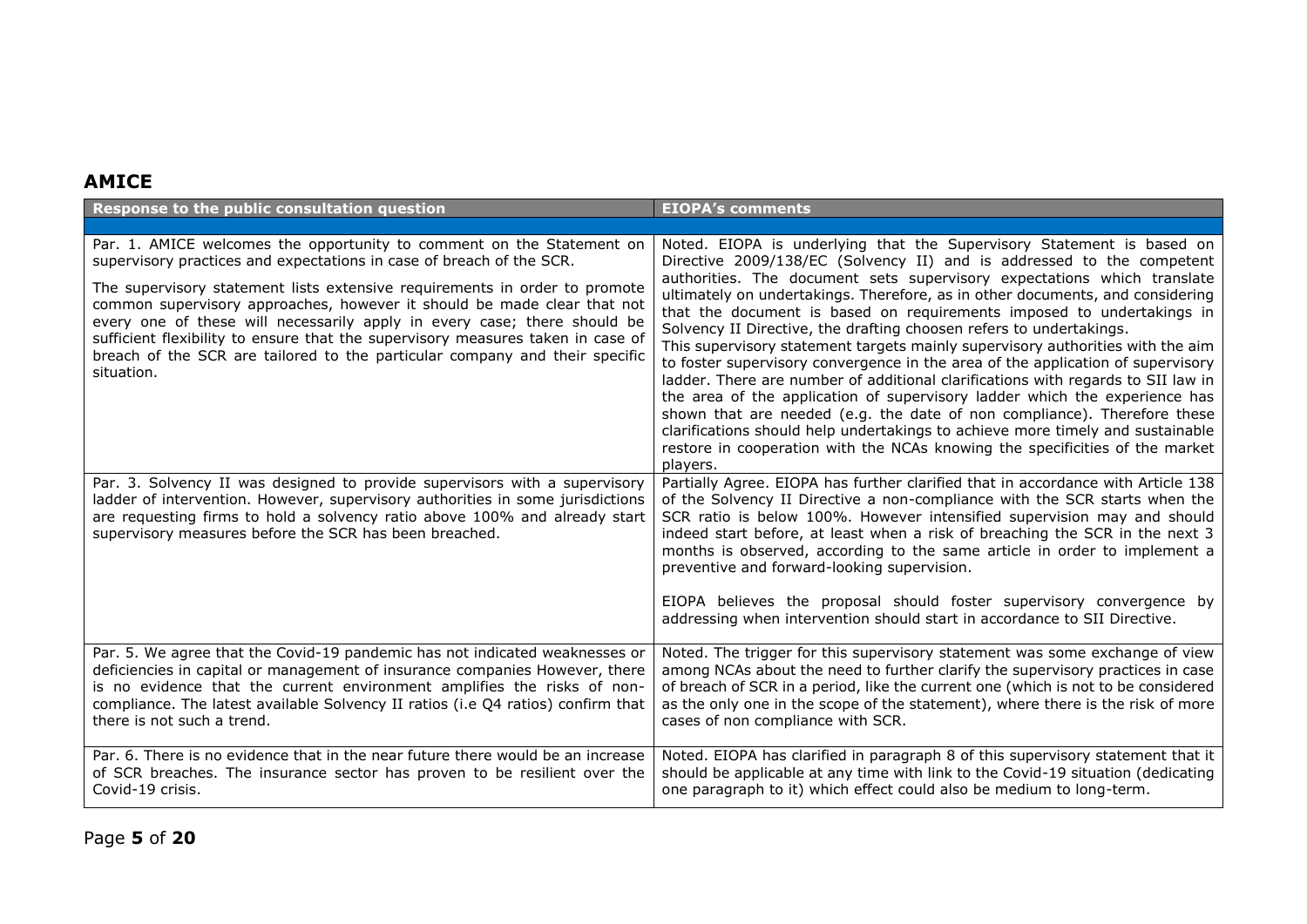## AMICE

| Response to the public consultation question | EIOPA's comments |
| --- | --- |
| | |
| Par. 1. AMICE welcomes the opportunity to comment on the Statement on supervisory practices and expectations in case of breach of the SCR.<br><br>The supervisory statement lists extensive requirements in order to promote common supervisory approaches, however it should be made clear that not every one of these will necessarily apply in every case; there should be sufficient flexibility to ensure that the supervisory measures taken in case of breach of the SCR are tailored to the particular company and their specific situation. | Noted. EIOPA is underlying that the Supervisory Statement is based on Directive 2009/138/EC (Solvency II) and is addressed to the competent authorities. The document sets supervisory expectations which translate ultimately on undertakings. Therefore, as in other documents, and considering that the document is based on requirements imposed to undertakings in Solvency II Directive, the drafting choosen refers to undertakings.<br>This supervisory statement targets mainly supervisory authorities with the aim to foster supervisory convergence in the area of the application of supervisory ladder. There are number of additional clarifications with regards to SII law in the area of the application of supervisory ladder which the experience has shown that are needed (e.g. the date of non compliance). Therefore these clarifications should help undertakings to achieve more timely and sustainable restore in cooperation with the NCAs knowing the specificities of the market players. |
| Par. 3. Solvency II was designed to provide supervisors with a supervisory ladder of intervention. However, supervisory authorities in some jurisdictions are requesting firms to hold a solvency ratio above 100% and already start supervisory measures before the SCR has been breached. | Partially Agree. EIOPA has further clarified that in accordance with Article 138 of the Solvency II Directive a non-compliance with the SCR starts when the SCR ratio is below 100%. However intensified supervision may and should indeed start before, at least when a risk of breaching the SCR in the next 3 months is observed, according to the same article in order to implement a preventive and forward-looking supervision.<br><br>EIOPA believes the proposal should foster supervisory convergence by addressing when intervention should start in accordance to SII Directive. |
| Par. 5. We agree that the Covid-19 pandemic has not indicated weaknesses or deficiencies in capital or management of insurance companies However, there is no evidence that the current environment amplifies the risks of non-compliance. The latest available Solvency II ratios (i.e Q4 ratios) confirm that there is not such a trend. | Noted. The trigger for this supervisory statement was some exchange of view among NCAs about the need to further clarify the supervisory practices in case of breach of SCR in a period, like the current one (which is not to be considered as the only one in the scope of the statement), where there is the risk of more cases of non compliance with SCR. |
| Par. 6. There is no evidence that in the near future there would be an increase of SCR breaches. The insurance sector has proven to be resilient over the Covid-19 crisis. | Noted. EIOPA has clarified in paragraph 8 of this supervisory statement that it should be applicable at any time with link to the Covid-19 situation (dedicating one paragraph to it) which effect could also be medium to long-term. |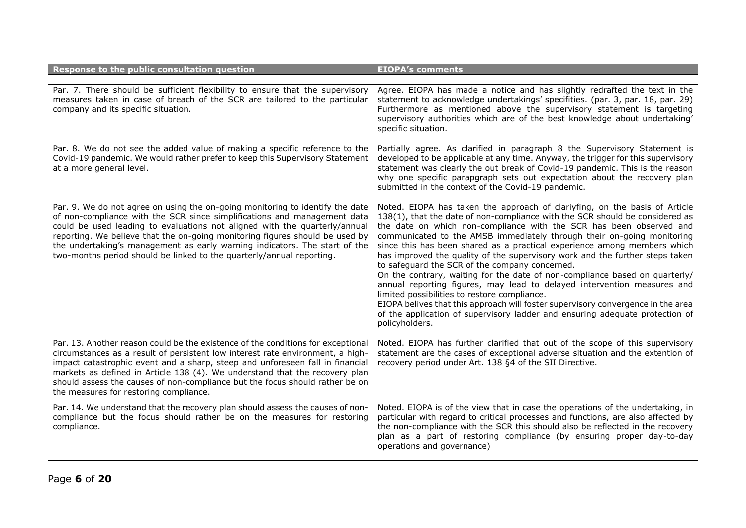| Response to the public consultation question | EIOPA's comments |
| --- | --- |
| | |
| Par. 7. There should be sufficient flexibility to ensure that the supervisory measures taken in case of breach of the SCR are tailored to the particular company and its specific situation. | Agree. EIOPA has made a notice and has slightly redrafted the text in the statement to acknowledge undertakings' specifities. (par. 3, par. 18, par. 29) Furthermore as mentioned above the supervisory statement is targeting supervisory authorities which are of the best knowledge about undertaking' specific situation. |
| Par. 8. We do not see the added value of making a specific reference to the Covid-19 pandemic. We would rather prefer to keep this Supervisory Statement at a more general level. | Partially agree. As clarified in paragraph 8 the Supervisory Statement is developed to be applicable at any time. Anyway, the trigger for this supervisory statement was clearly the out break of Covid-19 pandemic. This is the reason why one specific parapgraph sets out expectation about the recovery plan submitted in the context of the Covid-19 pandemic. |
| Par. 9. We do not agree on using the on-going monitoring to identify the date of non-compliance with the SCR since simplifications and management data could be used leading to evaluations not aligned with the quarterly/annual reporting. We believe that the on-going monitoring figures should be used by the undertaking's management as early warning indicators. The start of the two-months period should be linked to the quarterly/annual reporting. | Noted. EIOPA has taken the approach of clariyfing, on the basis of Article 138(1), that the date of non-compliance with the SCR should be considered as the date on which non-compliance with the SCR has been observed and communicated to the AMSB immediately through their on-going monitoring since this has been shared as a practical experience among members which has improved the quality of the supervisory work and the further steps taken to safeguard the SCR of the company concerned.<br>On the contrary, waiting for the date of non-compliance based on quarterly/ annual reporting figures, may lead to delayed intervention measures and limited possibilities to restore compliance.<br>EIOPA belives that this approach will foster supervisory convergence in the area of the application of supervisory ladder and ensuring adequate protection of policyholders. |
| Par. 13. Another reason could be the existence of the conditions for exceptional circumstances as a result of persistent low interest rate environment, a high-impact catastrophic event and a sharp, steep and unforeseen fall in financial markets as defined in Article 138 (4). We understand that the recovery plan should assess the causes of non-compliance but the focus should rather be on the measures for restoring compliance. | Noted. EIOPA has further clarified that out of the scope of this supervisory statement are the cases of exceptional adverse situation and the extention of recovery period under Art. 138 §4 of the SII Directive. |
| Par. 14. We understand that the recovery plan should assess the causes of non-compliance but the focus should rather be on the measures for restoring compliance. | Noted. EIOPA is of the view that in case the operations of the undertaking, in particular with regard to critical processes and functions, are also affected by the non-compliance with the SCR this should also be reflected in the recovery plan as a part of restoring compliance (by ensuring proper day-to-day operations and governance) |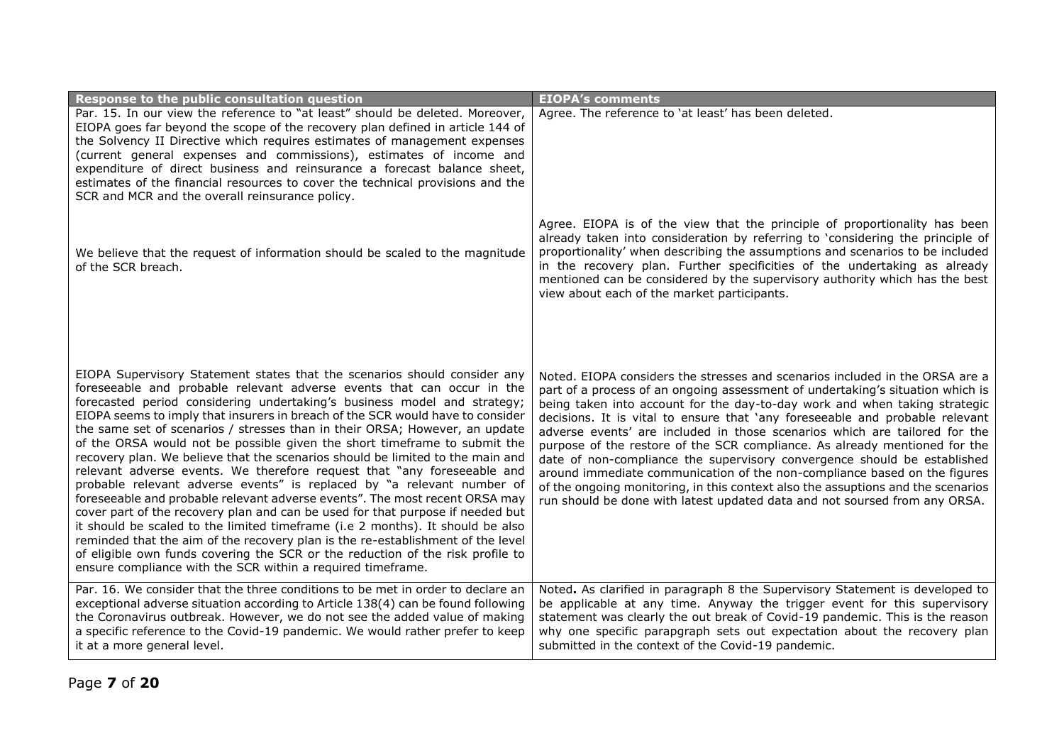| Response to the public consultation question | EIOPA's comments |
|---|---|
| Par. 15. In our view the reference to "at least" should be deleted. Moreover, EIOPA goes far beyond the scope of the recovery plan defined in article 144 of the Solvency II Directive which requires estimates of management expenses (current general expenses and commissions), estimates of income and expenditure of direct business and reinsurance a forecast balance sheet, estimates of the financial resources to cover the technical provisions and the SCR and MCR and the overall reinsurance policy. | Agree. The reference to 'at least' has been deleted. |
| We believe that the request of information should be scaled to the magnitude of the SCR breach. | Agree. EIOPA is of the view that the principle of proportionality has been already taken into consideration by referring to 'considering the principle of proportionality' when describing the assumptions and scenarios to be included in the recovery plan. Further specificities of the undertaking as already mentioned can be considered by the supervisory authority which has the best view about each of the market participants. |
| EIOPA Supervisory Statement states that the scenarios should consider any foreseeable and probable relevant adverse events that can occur in the forecasted period considering undertaking's business model and strategy; EIOPA seems to imply that insurers in breach of the SCR would have to consider the same set of scenarios / stresses than in their ORSA; However, an update of the ORSA would not be possible given the short timeframe to submit the recovery plan. We believe that the scenarios should be limited to the main and relevant adverse events. We therefore request that "any foreseeable and probable relevant adverse events" is replaced by "a relevant number of foreseeable and probable relevant adverse events". The most recent ORSA may cover part of the recovery plan and can be used for that purpose if needed but it should be scaled to the limited timeframe (i.e 2 months). It should be also reminded that the aim of the recovery plan is the re-establishment of the level of eligible own funds covering the SCR or the reduction of the risk profile to ensure compliance with the SCR within a required timeframe. | Noted. EIOPA considers the stresses and scenarios included in the ORSA are a part of a process of an ongoing assessment of undertaking's situation which is being taken into account for the day-to-day work and when taking strategic decisions. It is vital to ensure that 'any foreseeable and probable relevant adverse events' are included in those scenarios which are tailored for the purpose of the restore of the SCR compliance. As already mentioned for the date of non-compliance the supervisory convergence should be established around immediate communication of the non-compliance based on the figures of the ongoing monitoring, in this context also the assuptions and the scenarios run should be done with latest updated data and not soursed from any ORSA. |
| Par. 16. We consider that the three conditions to be met in order to declare an exceptional adverse situation according to Article 138(4) can be found following the Coronavirus outbreak. However, we do not see the added value of making a specific reference to the Covid-19 pandemic. We would rather prefer to keep it at a more general level. | Noted**.** As clarified in paragraph 8 the Supervisory Statement is developed to be applicable at any time. Anyway the trigger event for this supervisory statement was clearly the out break of Covid-19 pandemic. This is the reason why one specific parapgraph sets out expectation about the recovery plan submitted in the context of the Covid-19 pandemic. |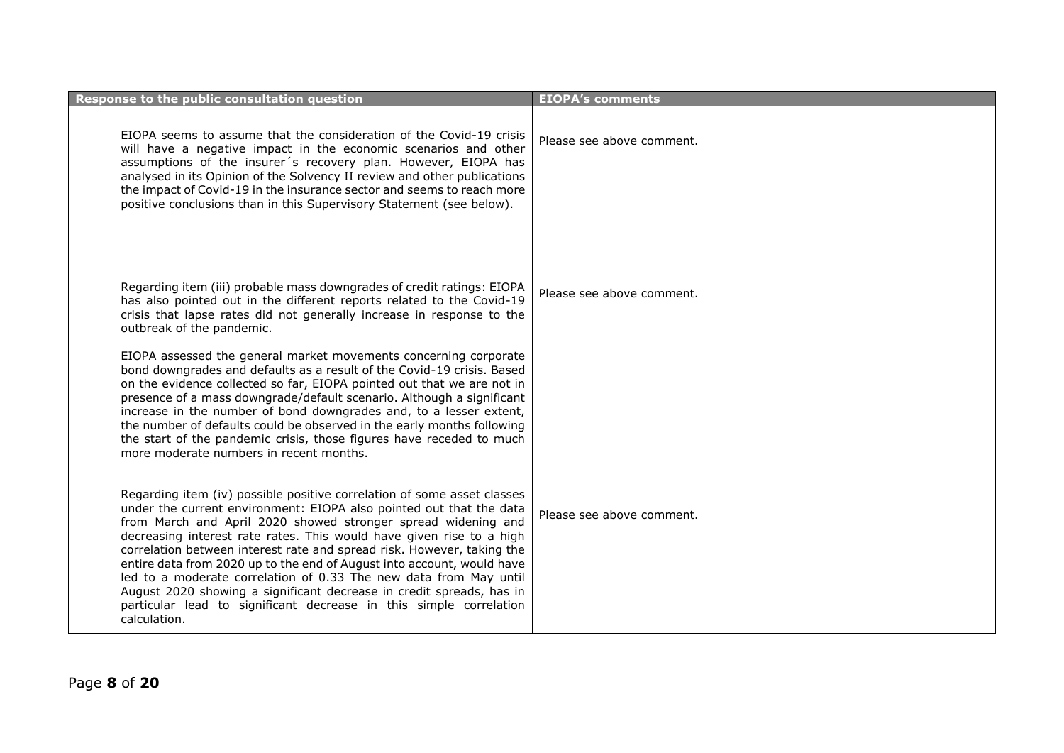| Response to the public consultation question | EIOPA's comments |
|---|---|
| EIOPA seems to assume that the consideration of the Covid-19 crisis will have a negative impact in the economic scenarios and other assumptions of the insurer´s recovery plan. However, EIOPA has analysed in its Opinion of the Solvency II review and other publications the impact of Covid-19 in the insurance sector and seems to reach more positive conclusions than in this Supervisory Statement (see below). | Please see above comment. |
| Regarding item (iii) probable mass downgrades of credit ratings: EIOPA has also pointed out in the different reports related to the Covid-19 crisis that lapse rates did not generally increase in response to the outbreak of the pandemic.<br><br>EIOPA assessed the general market movements concerning corporate bond downgrades and defaults as a result of the Covid-19 crisis. Based on the evidence collected so far, EIOPA pointed out that we are not in presence of a mass downgrade/default scenario. Although a significant increase in the number of bond downgrades and, to a lesser extent, the number of defaults could be observed in the early months following the start of the pandemic crisis, those figures have receded to much more moderate numbers in recent months. | Please see above comment. |
| Regarding item (iv) possible positive correlation of some asset classes under the current environment: EIOPA also pointed out that the data from March and April 2020 showed stronger spread widening and decreasing interest rate rates. This would have given rise to a high correlation between interest rate and spread risk. However, taking the entire data from 2020 up to the end of August into account, would have led to a moderate correlation of 0.33 The new data from May until August 2020 showing a significant decrease in credit spreads, has in particular lead to significant decrease in this simple correlation calculation. | Please see above comment. |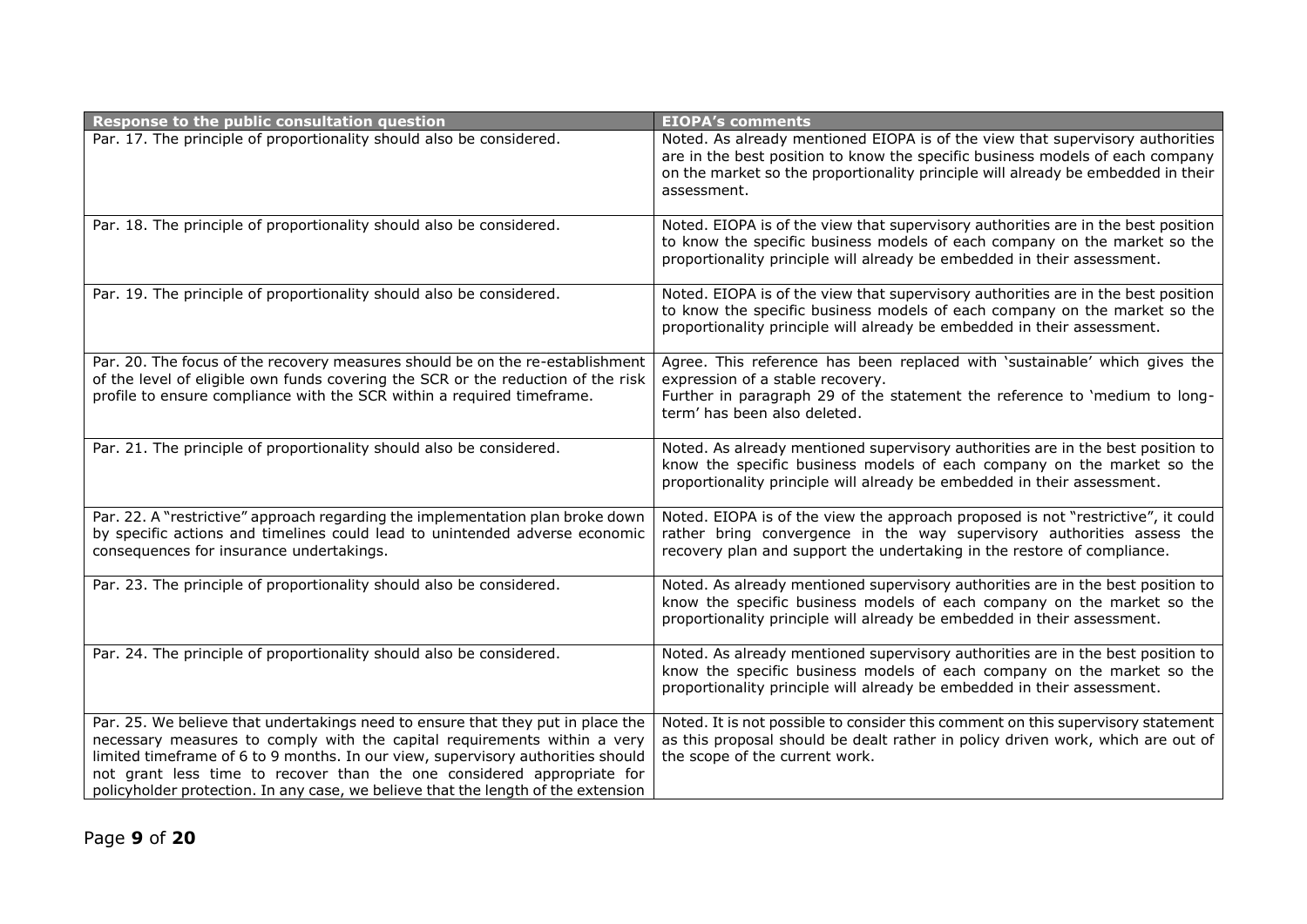| Response to the public consultation question | EIOPA's comments |
|---|---|
| Par. 17. The principle of proportionality should also be considered. | Noted. As already mentioned EIOPA is of the view that supervisory authorities are in the best position to know the specific business models of each company on the market so the proportionality principle will already be embedded in their assessment. |
| Par. 18. The principle of proportionality should also be considered. | Noted. EIOPA is of the view that supervisory authorities are in the best position to know the specific business models of each company on the market so the proportionality principle will already be embedded in their assessment. |
| Par. 19. The principle of proportionality should also be considered. | Noted. EIOPA is of the view that supervisory authorities are in the best position to know the specific business models of each company on the market so the proportionality principle will already be embedded in their assessment. |
| Par. 20. The focus of the recovery measures should be on the re-establishment of the level of eligible own funds covering the SCR or the reduction of the risk profile to ensure compliance with the SCR within a required timeframe. | Agree. This reference has been replaced with 'sustainable' which gives the expression of a stable recovery.<br>Further in paragraph 29 of the statement the reference to 'medium to long-term' has been also deleted. |
| Par. 21. The principle of proportionality should also be considered. | Noted. As already mentioned supervisory authorities are in the best position to know the specific business models of each company on the market so the proportionality principle will already be embedded in their assessment. |
| Par. 22. A "restrictive" approach regarding the implementation plan broke down by specific actions and timelines could lead to unintended adverse economic consequences for insurance undertakings. | Noted. EIOPA is of the view the approach proposed is not "restrictive", it could rather bring convergence in the way supervisory authorities assess the recovery plan and support the undertaking in the restore of compliance. |
| Par. 23. The principle of proportionality should also be considered. | Noted. As already mentioned supervisory authorities are in the best position to know the specific business models of each company on the market so the proportionality principle will already be embedded in their assessment. |
| Par. 24. The principle of proportionality should also be considered. | Noted. As already mentioned supervisory authorities are in the best position to know the specific business models of each company on the market so the proportionality principle will already be embedded in their assessment. |
| Par. 25. We believe that undertakings need to ensure that they put in place the necessary measures to comply with the capital requirements within a very limited timeframe of 6 to 9 months. In our view, supervisory authorities should not grant less time to recover than the one considered appropriate for policyholder protection. In any case, we believe that the length of the extension | Noted. It is not possible to consider this comment on this supervisory statement as this proposal should be dealt rather in policy driven work, which are out of the scope of the current work. |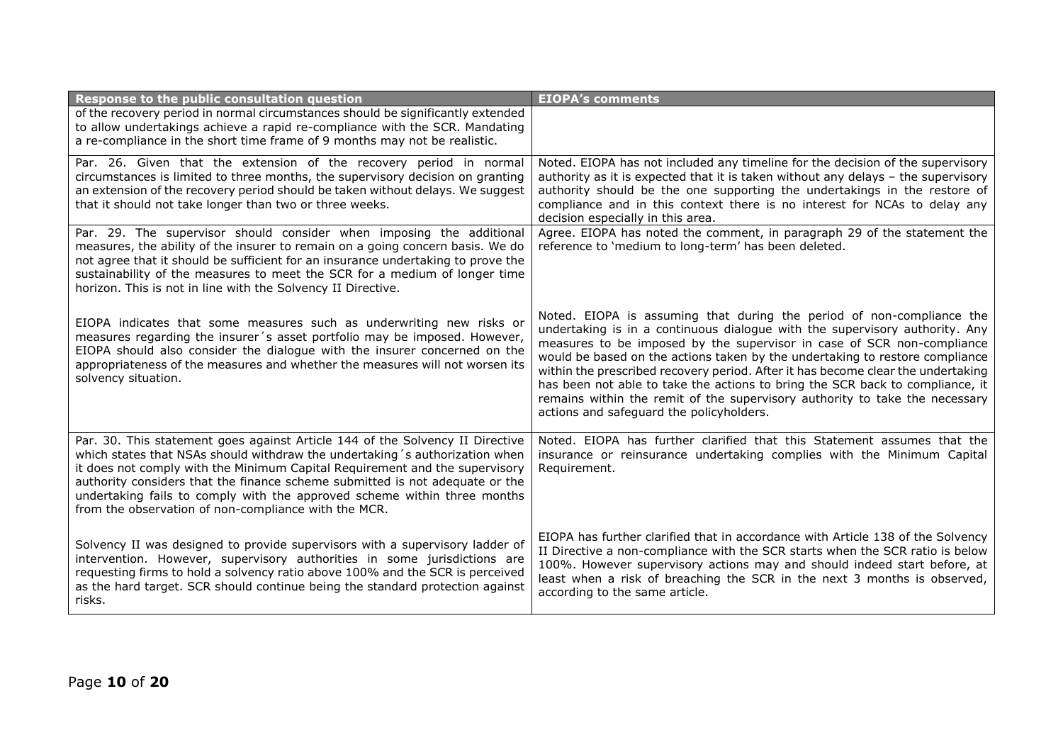| Response to the public consultation question | EIOPA's comments |
| --- | --- |
| of the recovery period in normal circumstances should be significantly extended to allow undertakings achieve a rapid re-compliance with the SCR. Mandating a re-compliance in the short time frame of 9 months may not be realistic. | |
| Par. 26. Given that the extension of the recovery period in normal circumstances is limited to three months, the supervisory decision on granting an extension of the recovery period should be taken without delays. We suggest that it should not take longer than two or three weeks. | Noted. EIOPA has not included any timeline for the decision of the supervisory authority as it is expected that it is taken without any delays – the supervisory authority should be the one supporting the undertakings in the restore of compliance and in this context there is no interest for NCAs to delay any decision especially in this area. |
| Par. 29. The supervisor should consider when imposing the additional measures, the ability of the insurer to remain on a going concern basis. We do not agree that it should be sufficient for an insurance undertaking to prove the sustainability of the measures to meet the SCR for a medium of longer time horizon. This is not in line with the Solvency II Directive.<br><br>EIOPA indicates that some measures such as underwriting new risks or measures regarding the insurer´s asset portfolio may be imposed. However, EIOPA should also consider the dialogue with the insurer concerned on the appropriateness of the measures and whether the measures will not worsen its solvency situation. | Agree. EIOPA has noted the comment, in paragraph 29 of the statement the reference to 'medium to long-term' has been deleted.<br><br>Noted. EIOPA is assuming that during the period of non-compliance the undertaking is in a continuous dialogue with the supervisory authority. Any measures to be imposed by the supervisor in case of SCR non-compliance would be based on the actions taken by the undertaking to restore compliance within the prescribed recovery period. After it has become clear the undertaking has been not able to take the actions to bring the SCR back to compliance, it remains within the remit of the supervisory authority to take the necessary actions and safeguard the policyholders. |
| Par. 30. This statement goes against Article 144 of the Solvency II Directive which states that NSAs should withdraw the undertaking´s authorization when it does not comply with the Minimum Capital Requirement and the supervisory authority considers that the finance scheme submitted is not adequate or the undertaking fails to comply with the approved scheme within three months from the observation of non-compliance with the MCR.<br><br>Solvency II was designed to provide supervisors with a supervisory ladder of intervention. However, supervisory authorities in some jurisdictions are requesting firms to hold a solvency ratio above 100% and the SCR is perceived as the hard target. SCR should continue being the standard protection against risks. | Noted. EIOPA has further clarified that this Statement assumes that the insurance or reinsurance undertaking complies with the Minimum Capital Requirement.<br><br>EIOPA has further clarified that in accordance with Article 138 of the Solvency II Directive a non-compliance with the SCR starts when the SCR ratio is below 100%. However supervisory actions may and should indeed start before, at least when a risk of breaching the SCR in the next 3 months is observed, according to the same article. |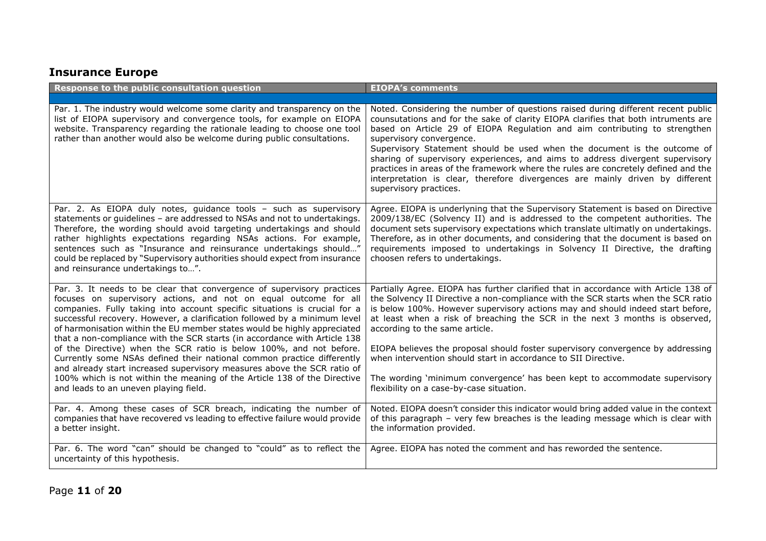## Insurance Europe

| Response to the public consultation question | EIOPA's comments |
| --- | --- |
| | |
| Par. 1. The industry would welcome some clarity and transparency on the list of EIOPA supervisory and convergence tools, for example on EIOPA website. Transparency regarding the rationale leading to choose one tool rather than another would also be welcome during public consultations. | Noted. Considering the number of questions raised during different recent public counsutations and for the sake of clarity EIOPA clarifies that both intruments are based on Article 29 of EIOPA Regulation and aim contributing to strengthen supervisory convergence.<br>Supervisory Statement should be used when the document is the outcome of sharing of supervisory experiences, and aims to address divergent supervisory practices in areas of the framework where the rules are concretely defined and the interpretation is clear, therefore divergences are mainly driven by different supervisory practices. |
| Par. 2. As EIOPA duly notes, guidance tools – such as supervisory statements or guidelines – are addressed to NSAs and not to undertakings. Therefore, the wording should avoid targeting undertakings and should rather highlights expectations regarding NSAs actions. For example, sentences such as "Insurance and reinsurance undertakings should…" could be replaced by "Supervisory authorities should expect from insurance and reinsurance undertakings to…". | Agree. EIOPA is underlyning that the Supervisory Statement is based on Directive 2009/138/EC (Solvency II) and is addressed to the competent authorities. The document sets supervisory expectations which translate ultimatly on undertakings. Therefore, as in other documents, and considering that the document is based on requirements imposed to undertakings in Solvency II Directive, the drafting choosen refers to undertakings. |
| Par. 3. It needs to be clear that convergence of supervisory practices focuses on supervisory actions, and not on equal outcome for all companies. Fully taking into account specific situations is crucial for a successful recovery. However, a clarification followed by a minimum level of harmonisation within the EU member states would be highly appreciated that a non-compliance with the SCR starts (in accordance with Article 138 of the Directive) when the SCR ratio is below 100%, and not before. Currently some NSAs defined their national common practice differently and already start increased supervisory measures above the SCR ratio of 100% which is not within the meaning of the Article 138 of the Directive and leads to an uneven playing field. | Partially Agree. EIOPA has further clarified that in accordance with Article 138 of the Solvency II Directive a non-compliance with the SCR starts when the SCR ratio is below 100%. However supervisory actions may and should indeed start before, at least when a risk of breaching the SCR in the next 3 months is observed, according to the same article.<br><br>EIOPA believes the proposal should foster supervisory convergence by addressing when intervention should start in accordance to SII Directive.<br><br>The wording 'minimum convergence' has been kept to accommodate supervisory flexibility on a case-by-case situation. |
| Par. 4. Among these cases of SCR breach, indicating the number of companies that have recovered vs leading to effective failure would provide a better insight. | Noted. EIOPA doesn't consider this indicator would bring added value in the context of this paragraph – very few breaches is the leading message which is clear with the information provided. |
| Par. 6. The word "can" should be changed to "could" as to reflect the uncertainty of this hypothesis. | Agree. EIOPA has noted the comment and has reworded the sentence. |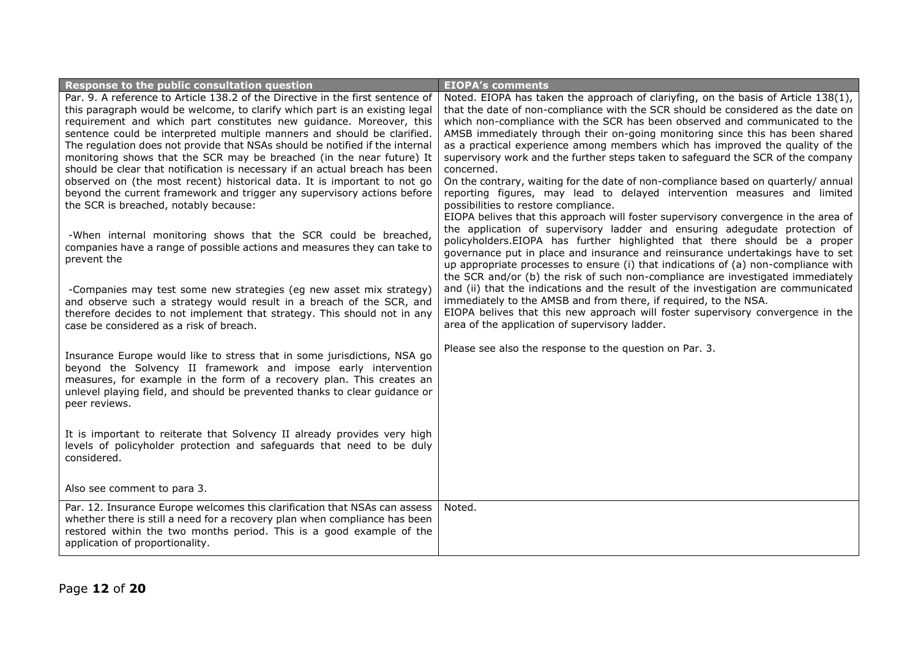| Response to the public consultation question | EIOPA's comments |
|---|---|
| Par. 9. A reference to Article 138.2 of the Directive in the first sentence of this paragraph would be welcome, to clarify which part is an existing legal requirement and which part constitutes new guidance. Moreover, this sentence could be interpreted multiple manners and should be clarified. The regulation does not provide that NSAs should be notified if the internal monitoring shows that the SCR may be breached (in the near future) It should be clear that notification is necessary if an actual breach has been observed on (the most recent) historical data. It is important to not go beyond the current framework and trigger any supervisory actions before the SCR is breached, notably because:<br><br>-When internal monitoring shows that the SCR could be breached, companies have a range of possible actions and measures they can take to prevent the<br><br>-Companies may test some new strategies (eg new asset mix strategy) and observe such a strategy would result in a breach of the SCR, and therefore decides to not implement that strategy. This should not in any case be considered as a risk of breach.<br><br>Insurance Europe would like to stress that in some jurisdictions, NSA go beyond the Solvency II framework and impose early intervention measures, for example in the form of a recovery plan. This creates an unlevel playing field, and should be prevented thanks to clear guidance or peer reviews.<br><br>It is important to reiterate that Solvency II already provides very high levels of policyholder protection and safeguards that need to be duly considered.<br><br>Also see comment to para 3. | Noted. EIOPA has taken the approach of clariyfing, on the basis of Article 138(1), that the date of non-compliance with the SCR should be considered as the date on which non-compliance with the SCR has been observed and communicated to the AMSB immediately through their on-going monitoring since this has been shared as a practical experience among members which has improved the quality of the supervisory work and the further steps taken to safeguard the SCR of the company concerned.<br>On the contrary, waiting for the date of non-compliance based on quarterly/ annual reporting figures, may lead to delayed intervention measures and limited possibilities to restore compliance.<br>EIOPA belives that this approach will foster supervisory convergence in the area of the application of supervisory ladder and ensuring adegudate protection of policyholders.EIOPA has further highlighted that there should be a proper governance put in place and insurance and reinsurance undertakings have to set up appropriate processes to ensure (i) that indications of (a) non-compliance with the SCR and/or (b) the risk of such non-compliance are investigated immediately and (ii) that the indications and the result of the investigation are communicated immediately to the AMSB and from there, if required, to the NSA.<br>EIOPA belives that this new approach will foster supervisory convergence in the area of the application of supervisory ladder.<br><br>Please see also the response to the question on Par. 3. |
| Par. 12. Insurance Europe welcomes this clarification that NSAs can assess whether there is still a need for a recovery plan when compliance has been restored within the two months period. This is a good example of the application of proportionality. | Noted. |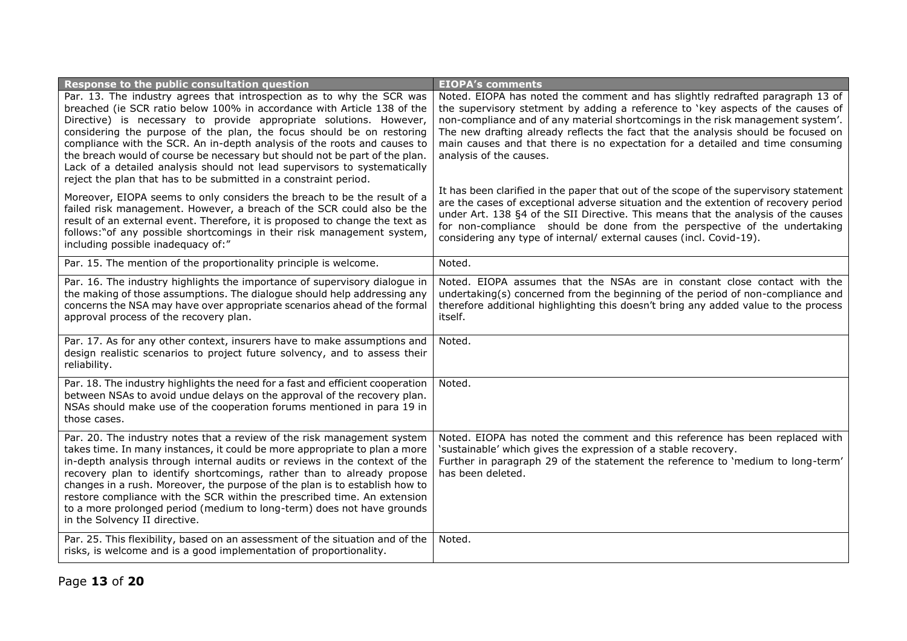| Response to the public consultation question | EIOPA's comments |
| --- | --- |
| Par. 13. The industry agrees that introspection as to why the SCR was breached (ie SCR ratio below 100% in accordance with Article 138 of the Directive) is necessary to provide appropriate solutions. However, considering the purpose of the plan, the focus should be on restoring compliance with the SCR. An in-depth analysis of the roots and causes to the breach would of course be necessary but should not be part of the plan. Lack of a detailed analysis should not lead supervisors to systematically reject the plan that has to be submitted in a constraint period.<br><br>Moreover, EIOPA seems to only considers the breach to be the result of a failed risk management. However, a breach of the SCR could also be the result of an external event. Therefore, it is proposed to change the text as follows:"of any possible shortcomings in their risk management system, including possible inadequacy of:" | Noted. EIOPA has noted the comment and has slightly redrafted paragraph 13 of the supervisory stetment by adding a reference to 'key aspects of the causes of non-compliance and of any material shortcomings in the risk management system'. The new drafting already reflects the fact that the analysis should be focused on main causes and that there is no expectation for a detailed and time consuming analysis of the causes.<br><br>It has been clarified in the paper that out of the scope of the supervisory statement are the cases of exceptional adverse situation and the extention of recovery period under Art. 138 §4 of the SII Directive. This means that the analysis of the causes for non-compliance should be done from the perspective of the undertaking considering any type of internal/ external causes (incl. Covid-19). |
| Par. 15. The mention of the proportionality principle is welcome. | Noted. |
| Par. 16. The industry highlights the importance of supervisory dialogue in the making of those assumptions. The dialogue should help addressing any concerns the NSA may have over appropriate scenarios ahead of the formal approval process of the recovery plan. | Noted. EIOPA assumes that the NSAs are in constant close contact with the undertaking(s) concerned from the beginning of the period of non-compliance and therefore additional highlighting this doesn't bring any added value to the process itself. |
| Par. 17. As for any other context, insurers have to make assumptions and design realistic scenarios to project future solvency, and to assess their reliability. | Noted. |
| Par. 18. The industry highlights the need for a fast and efficient cooperation between NSAs to avoid undue delays on the approval of the recovery plan. NSAs should make use of the cooperation forums mentioned in para 19 in those cases. | Noted. |
| Par. 20. The industry notes that a review of the risk management system takes time. In many instances, it could be more appropriate to plan a more in-depth analysis through internal audits or reviews in the context of the recovery plan to identify shortcomings, rather than to already propose changes in a rush. Moreover, the purpose of the plan is to establish how to restore compliance with the SCR within the prescribed time. An extension to a more prolonged period (medium to long-term) does not have grounds in the Solvency II directive. | Noted. EIOPA has noted the comment and this reference has been replaced with 'sustainable' which gives the expression of a stable recovery.<br>Further in paragraph 29 of the statement the reference to 'medium to long-term' has been deleted. |
| Par. 25. This flexibility, based on an assessment of the situation and of the risks, is welcome and is a good implementation of proportionality. | Noted. |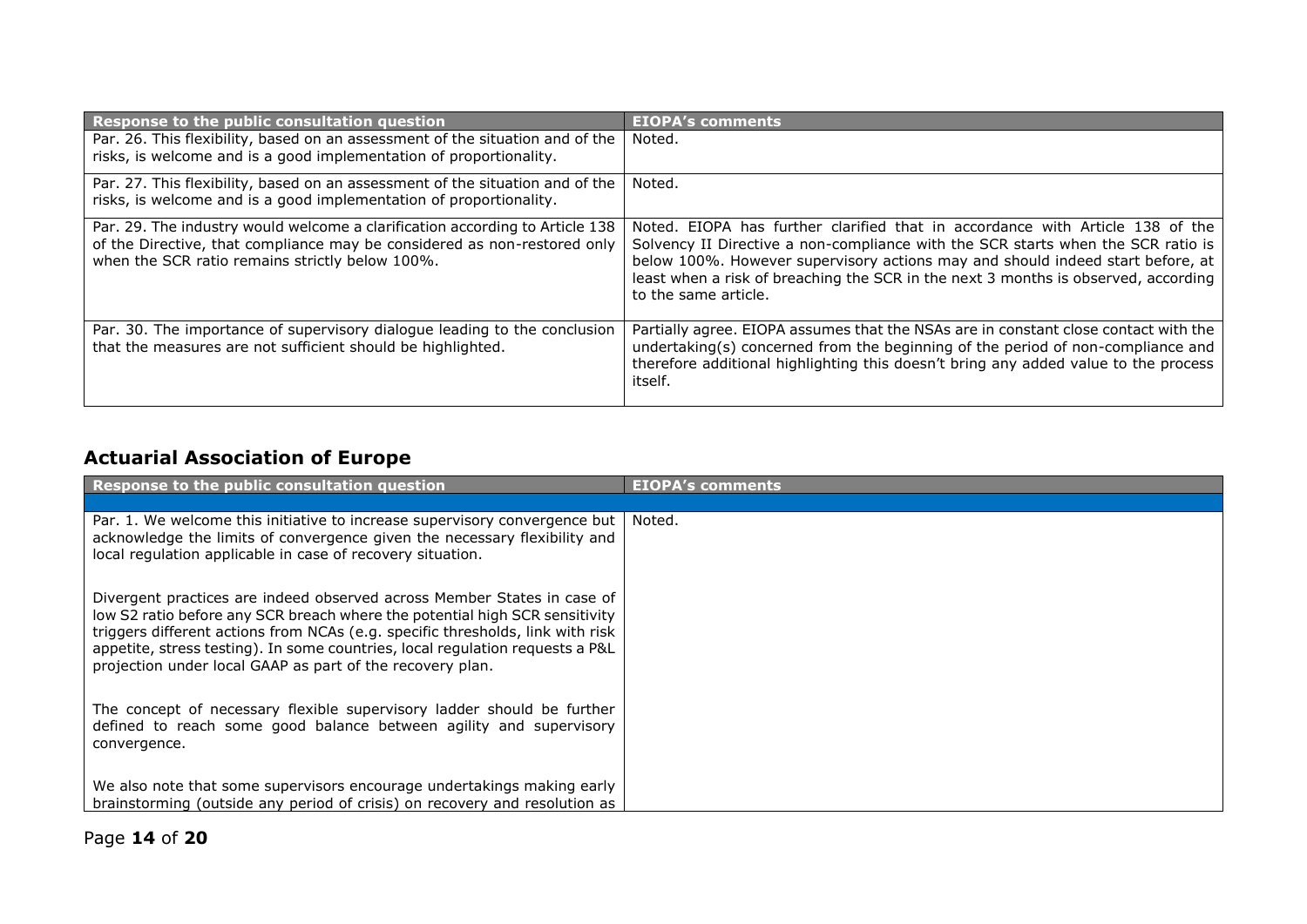| Response to the public consultation question | EIOPA's comments |
| --- | --- |
| Par. 26. This flexibility, based on an assessment of the situation and of the risks, is welcome and is a good implementation of proportionality. | Noted. |
| Par. 27. This flexibility, based on an assessment of the situation and of the risks, is welcome and is a good implementation of proportionality. | Noted. |
| Par. 29. The industry would welcome a clarification according to Article 138 of the Directive, that compliance may be considered as non-restored only when the SCR ratio remains strictly below 100%. | Noted. EIOPA has further clarified that in accordance with Article 138 of the Solvency II Directive a non-compliance with the SCR starts when the SCR ratio is below 100%. However supervisory actions may and should indeed start before, at least when a risk of breaching the SCR in the next 3 months is observed, according to the same article. |
| Par. 30. The importance of supervisory dialogue leading to the conclusion that the measures are not sufficient should be highlighted. | Partially agree. EIOPA assumes that the NSAs are in constant close contact with the undertaking(s) concerned from the beginning of the period of non-compliance and therefore additional highlighting this doesn't bring any added value to the process itself. |

## Actuarial Association of Europe

| Response to the public consultation question | EIOPA's comments |
| --- | --- |
| | |
| Par. 1. We welcome this initiative to increase supervisory convergence but acknowledge the limits of convergence given the necessary flexibility and local regulation applicable in case of recovery situation.<br><br>Divergent practices are indeed observed across Member States in case of low S2 ratio before any SCR breach where the potential high SCR sensitivity triggers different actions from NCAs (e.g. specific thresholds, link with risk appetite, stress testing). In some countries, local regulation requests a P&L projection under local GAAP as part of the recovery plan.<br><br>The concept of necessary flexible supervisory ladder should be further defined to reach some good balance between agility and supervisory convergence.<br><br>We also note that some supervisors encourage undertakings making early brainstorming (outside any period of crisis) on recovery and resolution as | Noted. |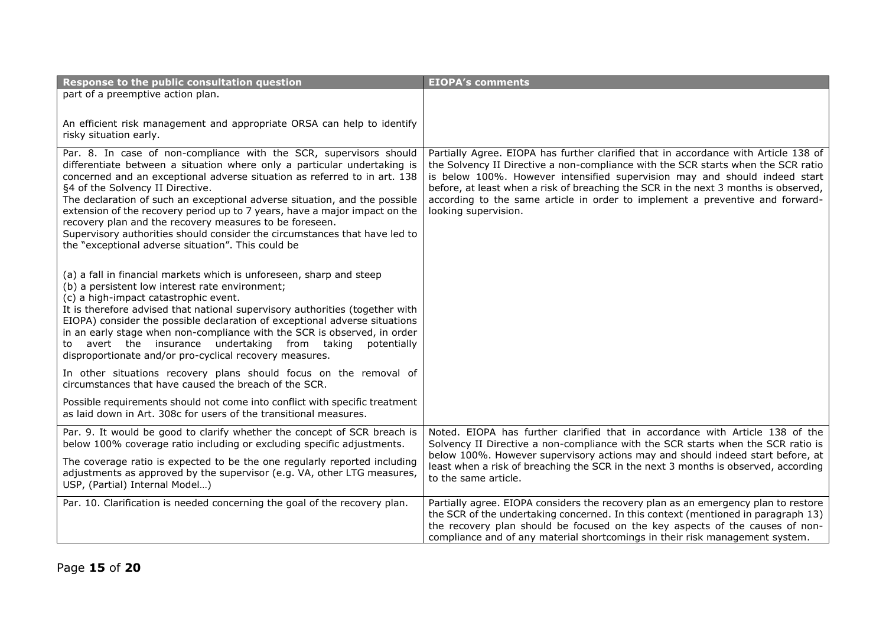| Response to the public consultation question | EIOPA's comments |
|---|---|
| part of a preemptive action plan.<br><br>An efficient risk management and appropriate ORSA can help to identify risky situation early. | |
| Par. 8. In case of non-compliance with the SCR, supervisors should differentiate between a situation where only a particular undertaking is concerned and an exceptional adverse situation as referred to in art. 138 §4 of the Solvency II Directive.<br>The declaration of such an exceptional adverse situation, and the possible extension of the recovery period up to 7 years, have a major impact on the recovery plan and the recovery measures to be foreseen.<br>Supervisory authorities should consider the circumstances that have led to the "exceptional adverse situation". This could be<br><br>(a) a fall in financial markets which is unforeseen, sharp and steep<br>(b) a persistent low interest rate environment;<br>(c) a high-impact catastrophic event.<br>It is therefore advised that national supervisory authorities (together with EIOPA) consider the possible declaration of exceptional adverse situations in an early stage when non-compliance with the SCR is observed, in order to avert the insurance undertaking from taking potentially disproportionate and/or pro-cyclical recovery measures.<br><br>In other situations recovery plans should focus on the removal of circumstances that have caused the breach of the SCR.<br><br>Possible requirements should not come into conflict with specific treatment as laid down in Art. 308c for users of the transitional measures. | Partially Agree. EIOPA has further clarified that in accordance with Article 138 of the Solvency II Directive a non-compliance with the SCR starts when the SCR ratio is below 100%. However intensified supervision may and should indeed start before, at least when a risk of breaching the SCR in the next 3 months is observed, according to the same article in order to implement a preventive and forward-looking supervision. |
| Par. 9. It would be good to clarify whether the concept of SCR breach is below 100% coverage ratio including or excluding specific adjustments.<br><br>The coverage ratio is expected to be the one regularly reported including adjustments as approved by the supervisor (e.g. VA, other LTG measures, USP, (Partial) Internal Model…) | Noted. EIOPA has further clarified that in accordance with Article 138 of the Solvency II Directive a non-compliance with the SCR starts when the SCR ratio is below 100%. However supervisory actions may and should indeed start before, at least when a risk of breaching the SCR in the next 3 months is observed, according to the same article. |
| Par. 10. Clarification is needed concerning the goal of the recovery plan. | Partially agree. EIOPA considers the recovery plan as an emergency plan to restore the SCR of the undertaking concerned. In this context (mentioned in paragraph 13) the recovery plan should be focused on the key aspects of the causes of non-compliance and of any material shortcomings in their risk management system. |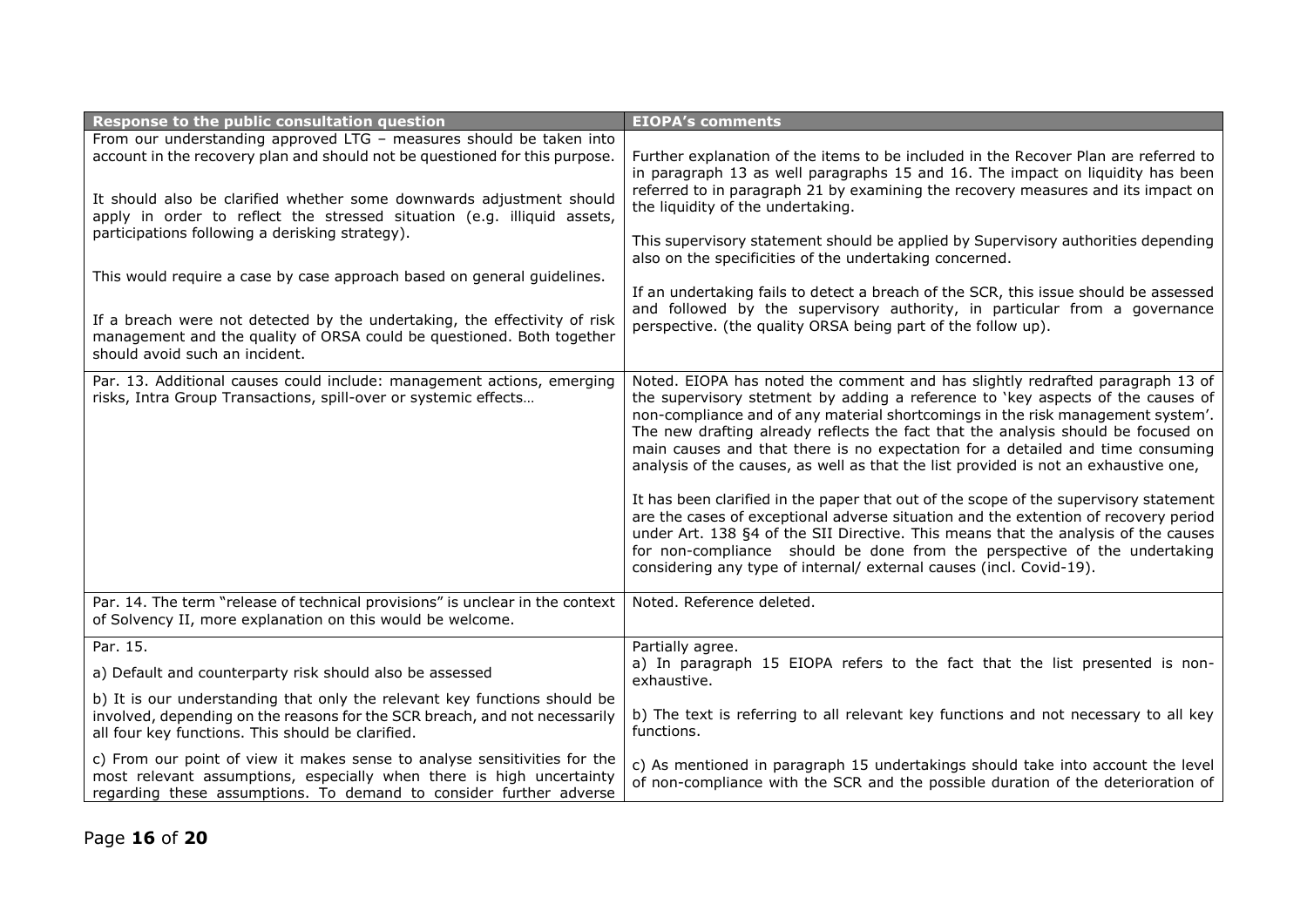| Response to the public consultation question | EIOPA's comments |
|---|---|
| From our understanding approved LTG – measures should be taken into account in the recovery plan and should not be questioned for this purpose.<br><br>It should also be clarified whether some downwards adjustment should apply in order to reflect the stressed situation (e.g. illiquid assets, participations following a derisking strategy).<br><br>This would require a case by case approach based on general guidelines.<br><br>If a breach were not detected by the undertaking, the effectivity of risk management and the quality of ORSA could be questioned. Both together should avoid such an incident. | Further explanation of the items to be included in the Recover Plan are referred to in paragraph 13 as well paragraphs 15 and 16. The impact on liquidity has been referred to in paragraph 21 by examining the recovery measures and its impact on the liquidity of the undertaking.<br><br>This supervisory statement should be applied by Supervisory authorities depending also on the specificities of the undertaking concerned.<br><br>If an undertaking fails to detect a breach of the SCR, this issue should be assessed and followed by the supervisory authority, in particular from a governance perspective. (the quality ORSA being part of the follow up). |
| Par. 13. Additional causes could include: management actions, emerging risks, Intra Group Transactions, spill-over or systemic effects… | Noted. EIOPA has noted the comment and has slightly redrafted paragraph 13 of the supervisory stetment by adding a reference to 'key aspects of the causes of non-compliance and of any material shortcomings in the risk management system'. The new drafting already reflects the fact that the analysis should be focused on main causes and that there is no expectation for a detailed and time consuming analysis of the causes, as well as that the list provided is not an exhaustive one,<br><br>It has been clarified in the paper that out of the scope of the supervisory statement are the cases of exceptional adverse situation and the extention of recovery period under Art. 138 §4 of the SII Directive. This means that the analysis of the causes for non-compliance should be done from the perspective of the undertaking considering any type of internal/ external causes (incl. Covid-19). |
| Par. 14. The term "release of technical provisions" is unclear in the context of Solvency II, more explanation on this would be welcome. | Noted. Reference deleted. |
| Par. 15.<br><br>a) Default and counterparty risk should also be assessed<br><br>b) It is our understanding that only the relevant key functions should be involved, depending on the reasons for the SCR breach, and not necessarily all four key functions. This should be clarified.<br><br>c) From our point of view it makes sense to analyse sensitivities for the most relevant assumptions, especially when there is high uncertainty regarding these assumptions. To demand to consider further adverse | Partially agree.<br><br>a) In paragraph 15 EIOPA refers to the fact that the list presented is non-exhaustive.<br><br>b) The text is referring to all relevant key functions and not necessary to all key functions.<br><br>c) As mentioned in paragraph 15 undertakings should take into account the level of non-compliance with the SCR and the possible duration of the deterioration of |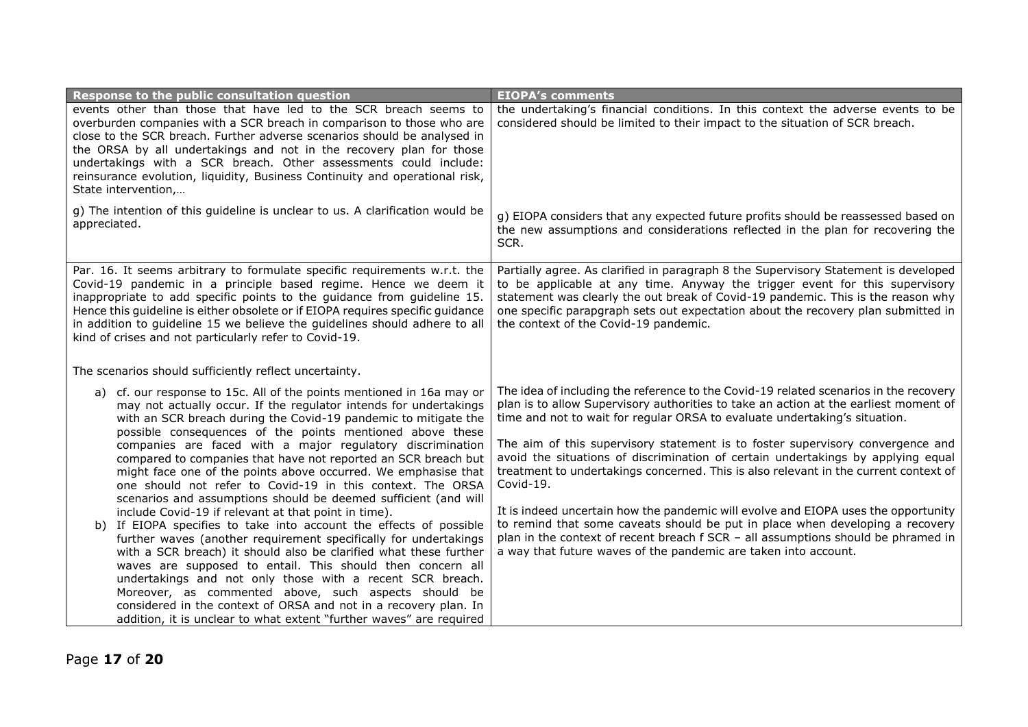| Response to the public consultation question | EIOPA's comments |
|---|---|
| events other than those that have led to the SCR breach seems to overburden companies with a SCR breach in comparison to those who are close to the SCR breach. Further adverse scenarios should be analysed in the ORSA by all undertakings and not in the recovery plan for those undertakings with a SCR breach. Other assessments could include: reinsurance evolution, liquidity, Business Continuity and operational risk, State intervention,… | the undertaking's financial conditions. In this context the adverse events to be considered should be limited to their impact to the situation of SCR breach. |
| g) The intention of this guideline is unclear to us. A clarification would be appreciated. | g) EIOPA considers that any expected future profits should be reassessed based on the new assumptions and considerations reflected in the plan for recovering the SCR. |
| Par. 16. It seems arbitrary to formulate specific requirements w.r.t. the Covid-19 pandemic in a principle based regime. Hence we deem it inappropriate to add specific points to the guidance from guideline 15. Hence this guideline is either obsolete or if EIOPA requires specific guidance in addition to guideline 15 we believe the guidelines should adhere to all kind of crises and not particularly refer to Covid-19. | Partially agree. As clarified in paragraph 8 the Supervisory Statement is developed to be applicable at any time. Anyway the trigger event for this supervisory statement was clearly the out break of Covid-19 pandemic. This is the reason why one specific parapgraph sets out expectation about the recovery plan submitted in the context of the Covid-19 pandemic. |
| The scenarios should sufficiently reflect uncertainty.<br><br>a) cf. our response to 15c. All of the points mentioned in 16a may or may not actually occur. If the regulator intends for undertakings with an SCR breach during the Covid-19 pandemic to mitigate the possible consequences of the points mentioned above these companies are faced with a major regulatory discrimination compared to companies that have not reported an SCR breach but might face one of the points above occurred. We emphasise that one should not refer to Covid-19 in this context. The ORSA scenarios and assumptions should be deemed sufficient (and will include Covid-19 if relevant at that point in time).<br>b) If EIOPA specifies to take into account the effects of possible further waves (another requirement specifically for undertakings with a SCR breach) it should also be clarified what these further waves are supposed to entail. This should then concern all undertakings and not only those with a recent SCR breach. Moreover, as commented above, such aspects should be considered in the context of ORSA and not in a recovery plan. In addition, it is unclear to what extent "further waves" are required | The idea of including the reference to the Covid-19 related scenarios in the recovery plan is to allow Supervisory authorities to take an action at the earliest moment of time and not to wait for regular ORSA to evaluate undertaking's situation.<br><br>The aim of this supervisory statement is to foster supervisory convergence and avoid the situations of discrimination of certain undertakings by applying equal treatment to undertakings concerned. This is also relevant in the current context of Covid-19.<br><br>It is indeed uncertain how the pandemic will evolve and EIOPA uses the opportunity to remind that some caveats should be put in place when developing a recovery plan in the context of recent breach f SCR – all assumptions should be phramed in a way that future waves of the pandemic are taken into account. |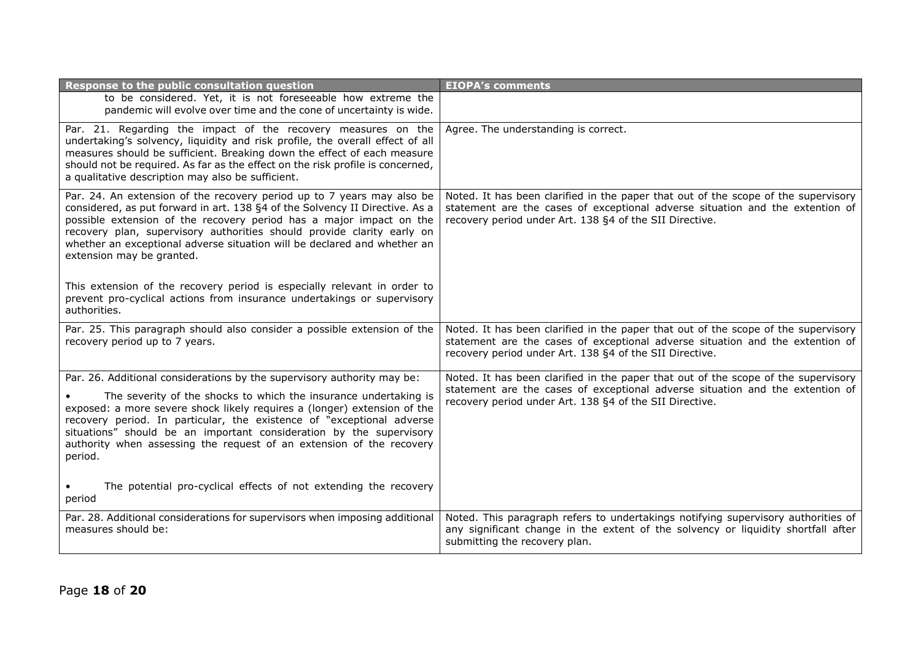| Response to the public consultation question | EIOPA's comments |
|---|---|
| to be considered. Yet, it is not foreseeable how extreme the pandemic will evolve over time and the cone of uncertainty is wide. | |
| Par. 21. Regarding the impact of the recovery measures on the undertaking's solvency, liquidity and risk profile, the overall effect of all measures should be sufficient. Breaking down the effect of each measure should not be required. As far as the effect on the risk profile is concerned, a qualitative description may also be sufficient. | Agree. The understanding is correct. |
| Par. 24. An extension of the recovery period up to 7 years may also be considered, as put forward in art. 138 §4 of the Solvency II Directive. As a possible extension of the recovery period has a major impact on the recovery plan, supervisory authorities should provide clarity early on whether an exceptional adverse situation will be declared and whether an extension may be granted.<br><br>This extension of the recovery period is especially relevant in order to prevent pro-cyclical actions from insurance undertakings or supervisory authorities. | Noted. It has been clarified in the paper that out of the scope of the supervisory statement are the cases of exceptional adverse situation and the extention of recovery period under Art. 138 §4 of the SII Directive. |
| Par. 25. This paragraph should also consider a possible extension of the recovery period up to 7 years. | Noted. It has been clarified in the paper that out of the scope of the supervisory statement are the cases of exceptional adverse situation and the extention of recovery period under Art. 138 §4 of the SII Directive. |
| Par. 26. Additional considerations by the supervisory authority may be:<br><br>• The severity of the shocks to which the insurance undertaking is exposed: a more severe shock likely requires a (longer) extension of the recovery period. In particular, the existence of "exceptional adverse situations" should be an important consideration by the supervisory authority when assessing the request of an extension of the recovery period.<br><br>• The potential pro-cyclical effects of not extending the recovery period | Noted. It has been clarified in the paper that out of the scope of the supervisory statement are the cases of exceptional adverse situation and the extention of recovery period under Art. 138 §4 of the SII Directive. |
| Par. 28. Additional considerations for supervisors when imposing additional measures should be: | Noted. This paragraph refers to undertakings notifying supervisory authorities of any significant change in the extent of the solvency or liquidity shortfall after submitting the recovery plan. |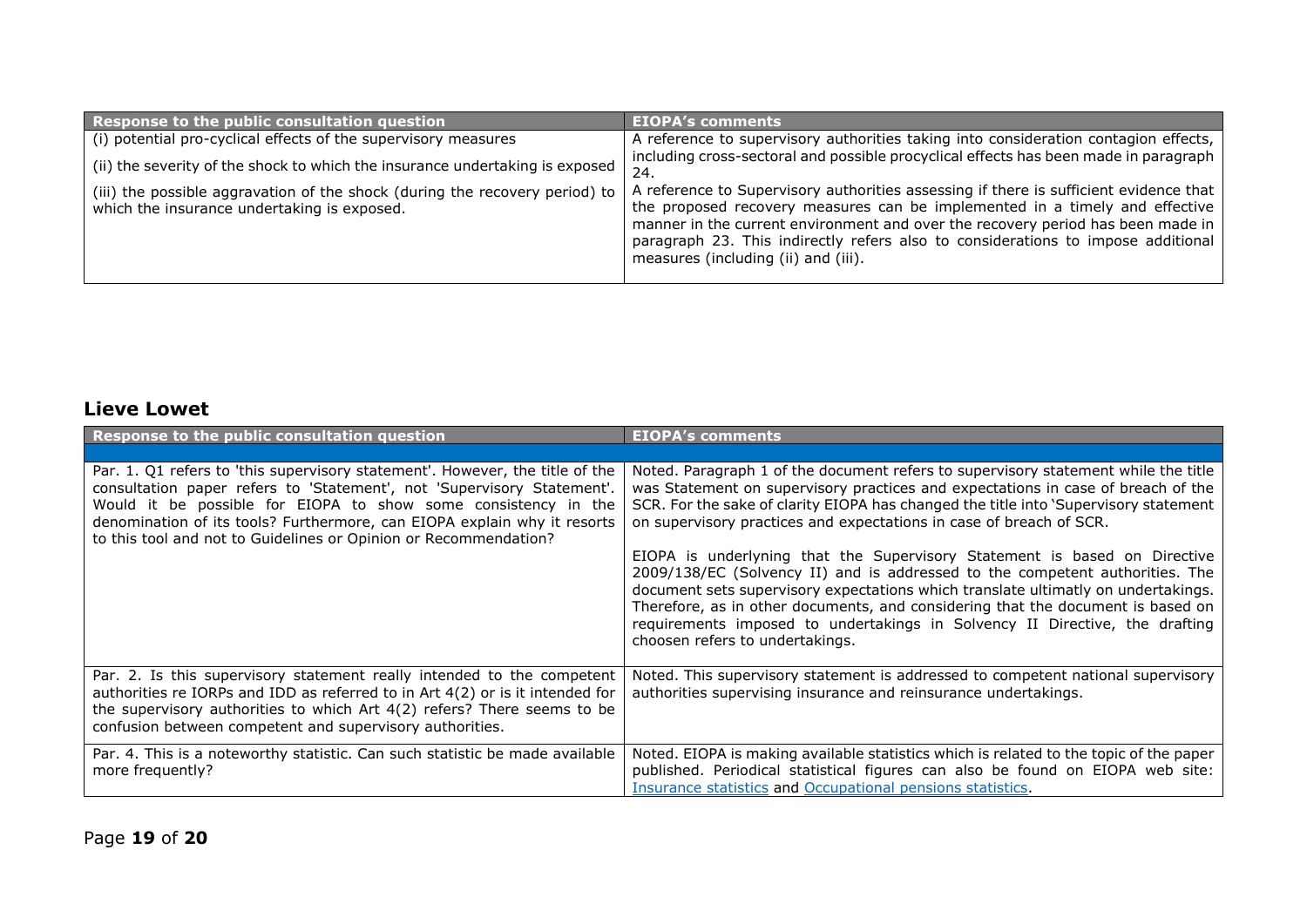| Response to the public consultation question | EIOPA's comments |
|---|---|
| (i) potential pro-cyclical effects of the supervisory measures<br><br>(ii) the severity of the shock to which the insurance undertaking is exposed<br><br>(iii) the possible aggravation of the shock (during the recovery period) to which the insurance undertaking is exposed. | A reference to supervisory authorities taking into consideration contagion effects, including cross-sectoral and possible procyclical effects has been made in paragraph 24.<br><br>A reference to Supervisory authorities assessing if there is sufficient evidence that the proposed recovery measures can be implemented in a timely and effective manner in the current environment and over the recovery period has been made in paragraph 23. This indirectly refers also to considerations to impose additional measures (including (ii) and (iii). |

## Lieve Lowet

| Response to the public consultation question | EIOPA's comments |
|---|---|
| | |
| Par. 1. Q1 refers to 'this supervisory statement'. However, the title of the consultation paper refers to 'Statement', not 'Supervisory Statement'. Would it be possible for EIOPA to show some consistency in the denomination of its tools? Furthermore, can EIOPA explain why it resorts to this tool and not to Guidelines or Opinion or Recommendation? | Noted. Paragraph 1 of the document refers to supervisory statement while the title was Statement on supervisory practices and expectations in case of breach of the SCR. For the sake of clarity EIOPA has changed the title into 'Supervisory statement on supervisory practices and expectations in case of breach of SCR.<br><br>EIOPA is underlyning that the Supervisory Statement is based on Directive 2009/138/EC (Solvency II) and is addressed to the competent authorities. The document sets supervisory expectations which translate ultimatly on undertakings. Therefore, as in other documents, and considering that the document is based on requirements imposed to undertakings in Solvency II Directive, the drafting choosen refers to undertakings. |
| Par. 2. Is this supervisory statement really intended to the competent authorities re IORPs and IDD as referred to in Art 4(2) or is it intended for the supervisory authorities to which Art 4(2) refers? There seems to be confusion between competent and supervisory authorities. | Noted. This supervisory statement is addressed to competent national supervisory authorities supervising insurance and reinsurance undertakings. |
| Par. 4. This is a noteworthy statistic. Can such statistic be made available more frequently? | Noted. EIOPA is making available statistics which is related to the topic of the paper published. Periodical statistical figures can also be found on EIOPA web site: Insurance statistics and Occupational pensions statistics. |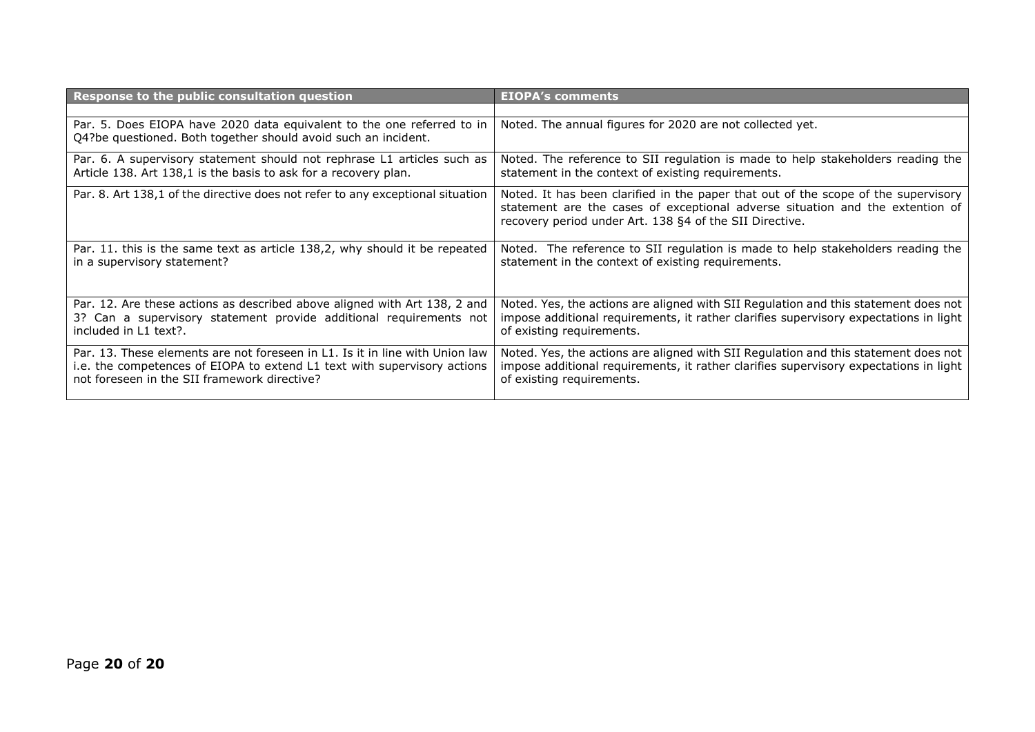| Response to the public consultation question | EIOPA's comments |
| --- | --- |
| | |
| Par. 5. Does EIOPA have 2020 data equivalent to the one referred to in Q4?be questioned. Both together should avoid such an incident. | Noted. The annual figures for 2020 are not collected yet. |
| Par. 6. A supervisory statement should not rephrase L1 articles such as Article 138. Art 138,1 is the basis to ask for a recovery plan. | Noted. The reference to SII regulation is made to help stakeholders reading the statement in the context of existing requirements. |
| Par. 8. Art 138,1 of the directive does not refer to any exceptional situation | Noted. It has been clarified in the paper that out of the scope of the supervisory statement are the cases of exceptional adverse situation and the extention of recovery period under Art. 138 §4 of the SII Directive. |
| Par. 11. this is the same text as article 138,2, why should it be repeated in a supervisory statement? | Noted. The reference to SII regulation is made to help stakeholders reading the statement in the context of existing requirements. |
| Par. 12. Are these actions as described above aligned with Art 138, 2 and 3? Can a supervisory statement provide additional requirements not included in L1 text?. | Noted. Yes, the actions are aligned with SII Regulation and this statement does not impose additional requirements, it rather clarifies supervisory expectations in light of existing requirements. |
| Par. 13. These elements are not foreseen in L1. Is it in line with Union law i.e. the competences of EIOPA to extend L1 text with supervisory actions not foreseen in the SII framework directive? | Noted. Yes, the actions are aligned with SII Regulation and this statement does not impose additional requirements, it rather clarifies supervisory expectations in light of existing requirements. |